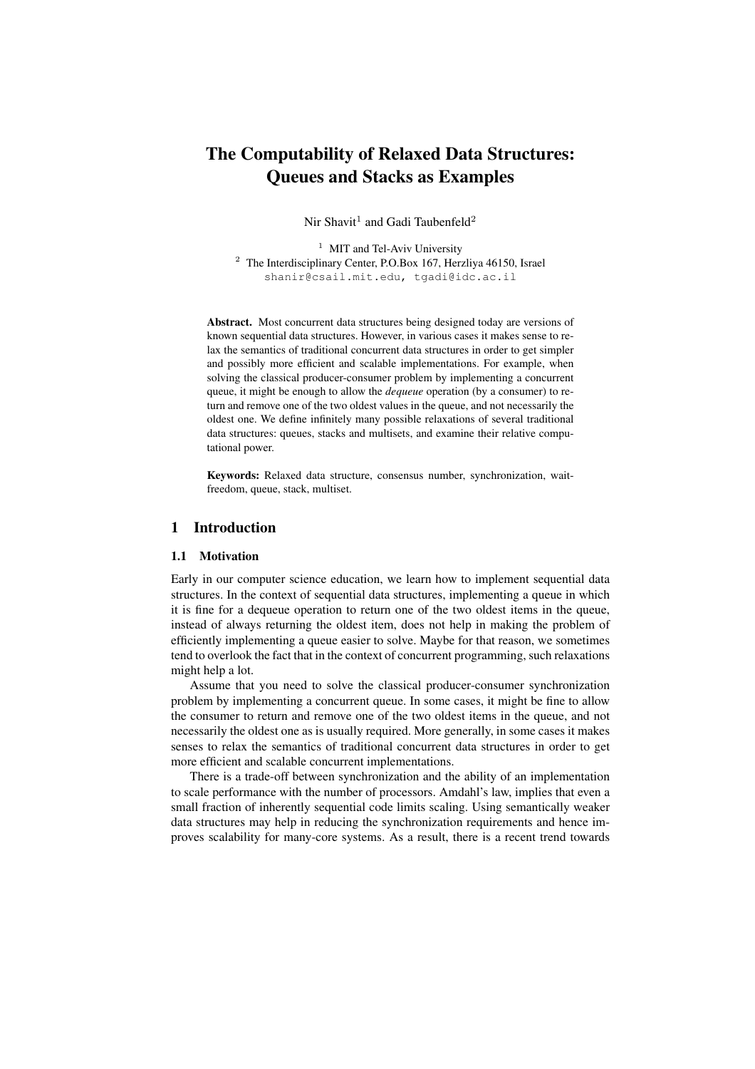# The Computability of Relaxed Data Structures: Queues and Stacks as Examples

Nir Shavit[1] and Gadi Taubenfeld[2]

[1] MIT and Tel-Aviv University
[2] The Interdisciplinary Center, P.O.Box 167, Herzliya 46150, Israel
shanir@csail.mit.edu, tgadi@idc.ac.il

**Abstract.** Most concurrent data structures being designed today are versions of known sequential data structures. However, in various cases it makes sense to relax the semantics of traditional concurrent data structures in order to get simpler and possibly more efficient and scalable implementations. For example, when solving the classical producer-consumer problem by implementing a concurrent queue, it might be enough to allow the *dequeue* operation (by a consumer) to return and remove one of the two oldest values in the queue, and not necessarily the oldest one. We define infinitely many possible relaxations of several traditional data structures: queues, stacks and multisets, and examine their relative computational power.

**Keywords:** Relaxed data structure, consensus number, synchronization, wait-freedom, queue, stack, multiset.

## 1 Introduction

### 1.1 Motivation

Early in our computer science education, we learn how to implement sequential data structures. In the context of sequential data structures, implementing a queue in which it is fine for a dequeue operation to return one of the two oldest items in the queue, instead of always returning the oldest item, does not help in making the problem of efficiently implementing a queue easier to solve. Maybe for that reason, we sometimes tend to overlook the fact that in the context of concurrent programming, such relaxations might help a lot.

Assume that you need to solve the classical producer-consumer synchronization problem by implementing a concurrent queue. In some cases, it might be fine to allow the consumer to return and remove one of the two oldest items in the queue, and not necessarily the oldest one as is usually required. More generally, in some cases it makes senses to relax the semantics of traditional concurrent data structures in order to get more efficient and scalable concurrent implementations.

There is a trade-off between synchronization and the ability of an implementation to scale performance with the number of processors. Amdahl's law, implies that even a small fraction of inherently sequential code limits scaling. Using semantically weaker data structures may help in reducing the synchronization requirements and hence improves scalability for many-core systems. As a result, there is a recent trend towards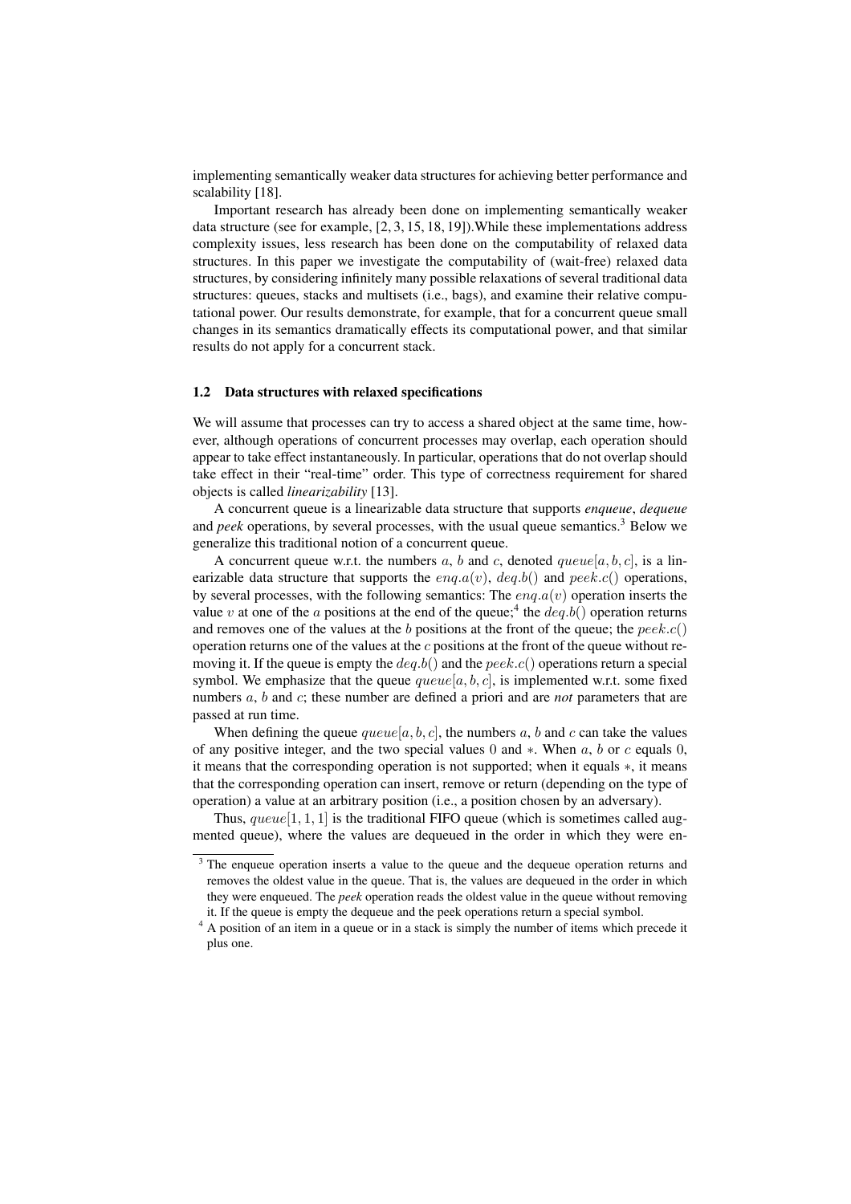implementing semantically weaker data structures for achieving better performance and scalability [18].

Important research has already been done on implementing semantically weaker data structure (see for example, [2, 3, 15, 18, 19]).While these implementations address complexity issues, less research has been done on the computability of relaxed data structures. In this paper we investigate the computability of (wait-free) relaxed data structures, by considering infinitely many possible relaxations of several traditional data structures: queues, stacks and multisets (i.e., bags), and examine their relative computational power. Our results demonstrate, for example, that for a concurrent queue small changes in its semantics dramatically effects its computational power, and that similar results do not apply for a concurrent stack.

### 1.2 Data structures with relaxed specifications

We will assume that processes can try to access a shared object at the same time, however, although operations of concurrent processes may overlap, each operation should appear to take effect instantaneously. In particular, operations that do not overlap should take effect in their "real-time" order. This type of correctness requirement for shared objects is called *linearizability* [13].

A concurrent queue is a linearizable data structure that supports *enqueue*, *dequeue* and *peek* operations, by several processes, with the usual queue semantics.[3] Below we generalize this traditional notion of a concurrent queue.

A concurrent queue w.r.t. the numbers $a$, $b$ and $c$, denoted $queue[a, b, c]$, is a linearizable data structure that supports the $enq.a(v)$, $deq.b()$ and $peek.c()$ operations, by several processes, with the following semantics: The $enq.a(v)$ operation inserts the value $v$ at one of the $a$ positions at the end of the queue;[4] the $deq.b()$ operation returns and removes one of the values at the $b$ positions at the front of the queue; the $peek.c()$ operation returns one of the values at the $c$ positions at the front of the queue without removing it. If the queue is empty the $deq.b()$ and the $peek.c()$ operations return a special symbol. We emphasize that the queue $queue[a, b, c]$, is implemented w.r.t. some fixed numbers $a$, $b$ and $c$; these number are defined a priori and are *not* parameters that are passed at run time.

When defining the queue $queue[a, b, c]$, the numbers $a$, $b$ and $c$ can take the values of any positive integer, and the two special values $0$ and $*$. When $a$, $b$ or $c$ equals $0$, it means that the corresponding operation is not supported; when it equals $*$, it means that the corresponding operation can insert, remove or return (depending on the type of operation) a value at an arbitrary position (i.e., a position chosen by an adversary).

Thus, $queue[1, 1, 1]$ is the traditional FIFO queue (which is sometimes called augmented queue), where the values are dequeued in the order in which they were en-

---

[3] The enqueue operation inserts a value to the queue and the dequeue operation returns and removes the oldest value in the queue. That is, the values are dequeued in the order in which they were enqueued. The *peek* operation reads the oldest value in the queue without removing it. If the queue is empty the dequeue and the peek operations return a special symbol.

[4] A position of an item in a queue or in a stack is simply the number of items which precede it plus one.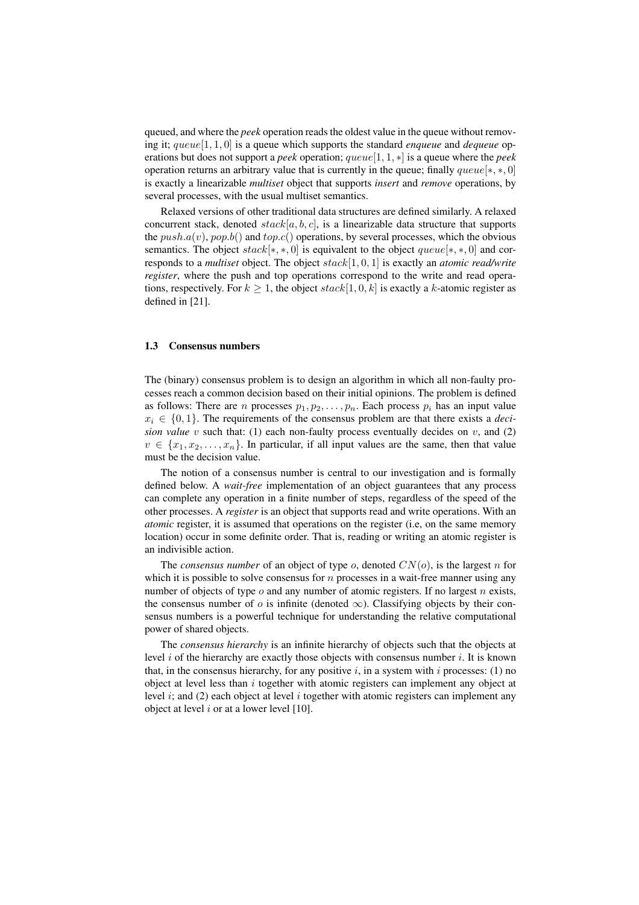queued, and where the *peek* operation reads the oldest value in the queue without removing it; $queue[1, 1, 0]$ is a queue which supports the standard *enqueue* and *dequeue* operations but does not support a *peek* operation; $queue[1, 1, *]$ is a queue where the *peek* operation returns an arbitrary value that is currently in the queue; finally $queue[*, *, 0]$ is exactly a linearizable *multiset* object that supports *insert* and *remove* operations, by several processes, with the usual multiset semantics.

Relaxed versions of other traditional data structures are defined similarly. A relaxed concurrent stack, denoted $stack[a, b, c]$, is a linearizable data structure that supports the $push.a(v)$, $pop.b()$ and $top.c()$ operations, by several processes, which the obvious semantics. The object $stack[*, *, 0]$ is equivalent to the object $queue[*, *, 0]$ and corresponds to a *multiset* object. The object $stack[1, 0, 1]$ is exactly an *atomic read/write register*, where the push and top operations correspond to the write and read operations, respectively. For $k \geq 1$, the object $stack[1, 0, k]$ is exactly a $k$-atomic register as defined in [21].

### 1.3 Consensus numbers

The (binary) consensus problem is to design an algorithm in which all non-faulty processes reach a common decision based on their initial opinions. The problem is defined as follows: There are $n$ processes $p_1, p_2, \ldots, p_n$. Each process $p_i$ has an input value $x_i \in \{0, 1\}$. The requirements of the consensus problem are that there exists a *decision value* $v$ such that: (1) each non-faulty process eventually decides on $v$, and (2) $v \in \{x_1, x_2, \ldots, x_n\}$. In particular, if all input values are the same, then that value must be the decision value.

The notion of a consensus number is central to our investigation and is formally defined below. A *wait-free* implementation of an object guarantees that any process can complete any operation in a finite number of steps, regardless of the speed of the other processes. A *register* is an object that supports read and write operations. With an *atomic* register, it is assumed that operations on the register (i.e, on the same memory location) occur in some definite order. That is, reading or writing an atomic register is an indivisible action.

The *consensus number* of an object of type $o$, denoted $CN(o)$, is the largest $n$ for which it is possible to solve consensus for $n$ processes in a wait-free manner using any number of objects of type $o$ and any number of atomic registers. If no largest $n$ exists, the consensus number of $o$ is infinite (denoted $\infty$). Classifying objects by their consensus numbers is a powerful technique for understanding the relative computational power of shared objects.

The *consensus hierarchy* is an infinite hierarchy of objects such that the objects at level $i$ of the hierarchy are exactly those objects with consensus number $i$. It is known that, in the consensus hierarchy, for any positive $i$, in a system with $i$ processes: (1) no object at level less than $i$ together with atomic registers can implement any object at level $i$; and (2) each object at level $i$ together with atomic registers can implement any object at level $i$ or at a lower level [10].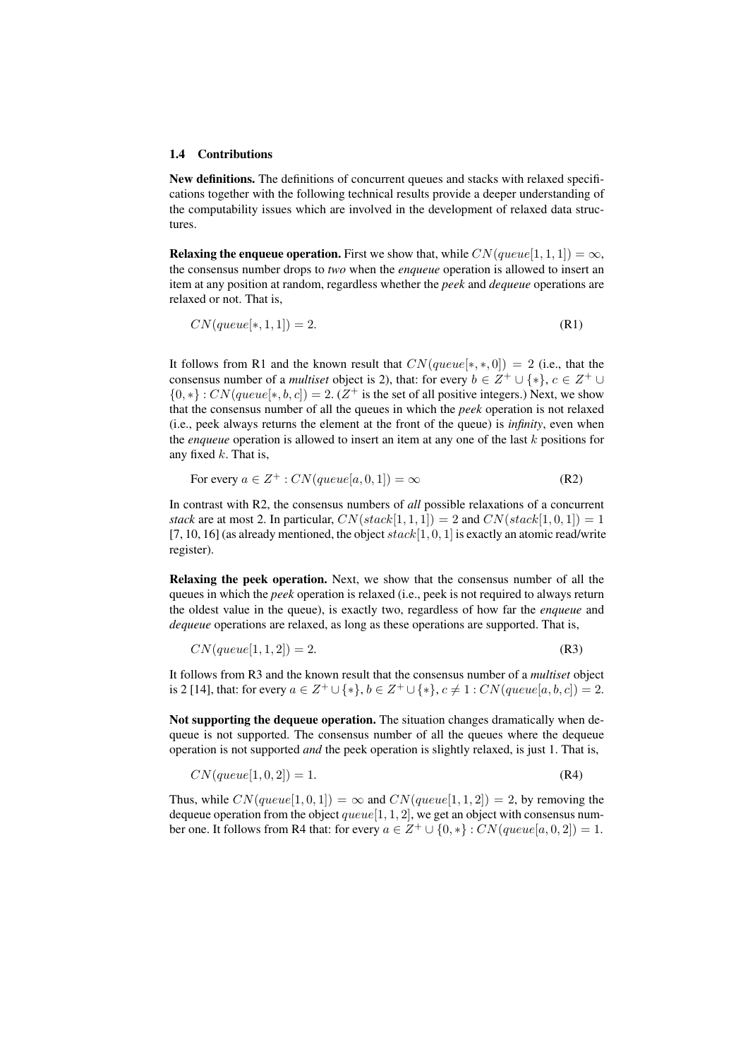### 1.4 Contributions

**New definitions.** The definitions of concurrent queues and stacks with relaxed specifications together with the following technical results provide a deeper understanding of the computability issues which are involved in the development of relaxed data structures.

**Relaxing the enqueue operation.** First we show that, while $CN(queue[1,1,1]) = \infty$, the consensus number drops to *two* when the *enqueue* operation is allowed to insert an item at any position at random, regardless whether the *peek* and *dequeue* operations are relaxed or not. That is,

$$CN(queue[*,1,1]) = 2. \quad \text{(R1)}$$

It follows from R1 and the known result that $CN(queue[*,*,0]) = 2$ (i.e., that the consensus number of a *multiset* object is 2), that: for every $b \in Z^+ \cup \{*\}$, $c \in Z^+ \cup \{0,*\} : CN(queue[*,b,c]) = 2$. ($Z^+$ is the set of all positive integers.) Next, we show that the consensus number of all the queues in which the *peek* operation is not relaxed (i.e., peek always returns the element at the front of the queue) is *infinity*, even when the *enqueue* operation is allowed to insert an item at any one of the last $k$ positions for any fixed $k$. That is,

$$\text{For every } a \in Z^+ : CN(queue[a,0,1]) = \infty \quad \text{(R2)}$$

In contrast with R2, the consensus numbers of *all* possible relaxations of a concurrent *stack* are at most 2. In particular, $CN(stack[1,1,1]) = 2$ and $CN(stack[1,0,1]) = 1$ [7, 10, 16] (as already mentioned, the object $stack[1,0,1]$ is exactly an atomic read/write register).

**Relaxing the peek operation.** Next, we show that the consensus number of all the queues in which the *peek* operation is relaxed (i.e., peek is not required to always return the oldest value in the queue), is exactly two, regardless of how far the *enqueue* and *dequeue* operations are relaxed, as long as these operations are supported. That is,

$$CN(queue[1,1,2]) = 2. \quad \text{(R3)}$$

It follows from R3 and the known result that the consensus number of a *multiset* object is 2 [14], that: for every $a \in Z^+ \cup \{*\}, b \in Z^+ \cup \{*\}, c \neq 1 : CN(queue[a,b,c]) = 2$.

**Not supporting the dequeue operation.** The situation changes dramatically when dequeue is not supported. The consensus number of all the queues where the dequeue operation is not supported *and* the peek operation is slightly relaxed, is just 1. That is,

$$CN(queue[1,0,2]) = 1. \quad \text{(R4)}$$

Thus, while $CN(queue[1,0,1]) = \infty$ and $CN(queue[1,1,2]) = 2$, by removing the dequeue operation from the object $queue[1,1,2]$, we get an object with consensus number one. It follows from R4 that: for every $a \in Z^+ \cup \{0,*\} : CN(queue[a,0,2]) = 1$.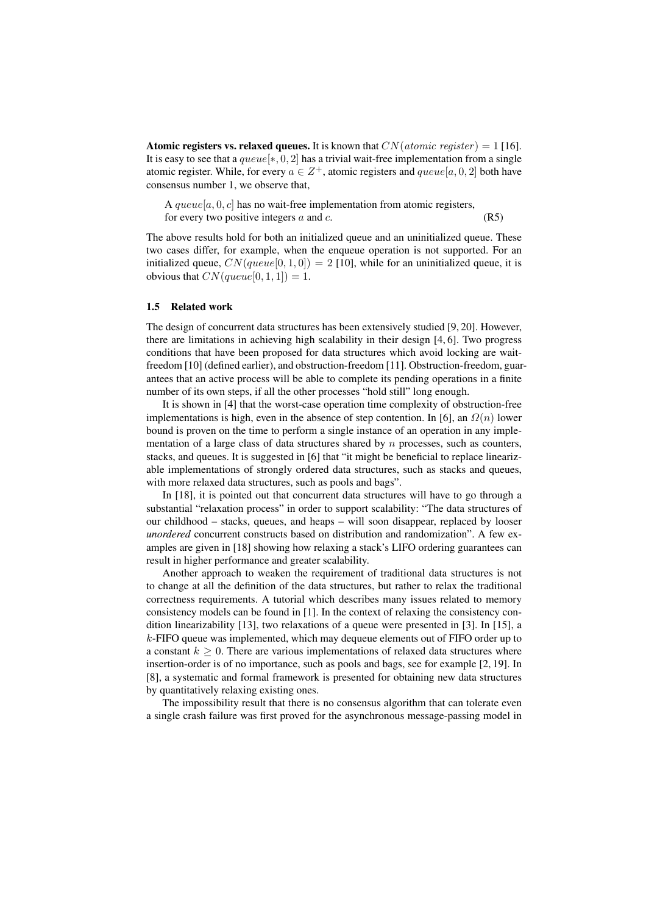**Atomic registers vs. relaxed queues.** It is known that $CN(\mathit{atomic\ register}) = 1$ [16]. It is easy to see that a $queue[*, 0, 2]$ has a trivial wait-free implementation from a single atomic register. While, for every $a \in Z^+$, atomic registers and $queue[a, 0, 2]$ both have consensus number 1, we observe that,

> A $queue[a, 0, c]$ has no wait-free implementation from atomic registers, for every two positive integers $a$ and $c$. (R5)

The above results hold for both an initialized queue and an uninitialized queue. These two cases differ, for example, when the enqueue operation is not supported. For an initialized queue, $CN(queue[0, 1, 0]) = 2$ [10], while for an uninitialized queue, it is obvious that $CN(queue[0, 1, 1]) = 1$.

### 1.5 Related work

The design of concurrent data structures has been extensively studied [9, 20]. However, there are limitations in achieving high scalability in their design [4, 6]. Two progress conditions that have been proposed for data structures which avoid locking are wait-freedom [10] (defined earlier), and obstruction-freedom [11]. Obstruction-freedom, guarantees that an active process will be able to complete its pending operations in a finite number of its own steps, if all the other processes "hold still" long enough.

It is shown in [4] that the worst-case operation time complexity of obstruction-free implementations is high, even in the absence of step contention. In [6], an $\Omega(n)$ lower bound is proven on the time to perform a single instance of an operation in any implementation of a large class of data structures shared by $n$ processes, such as counters, stacks, and queues. It is suggested in [6] that "it might be beneficial to replace linearizable implementations of strongly ordered data structures, such as stacks and queues, with more relaxed data structures, such as pools and bags".

In [18], it is pointed out that concurrent data structures will have to go through a substantial "relaxation process" in order to support scalability: "The data structures of our childhood – stacks, queues, and heaps – will soon disappear, replaced by looser *unordered* concurrent constructs based on distribution and randomization". A few examples are given in [18] showing how relaxing a stack's LIFO ordering guarantees can result in higher performance and greater scalability.

Another approach to weaken the requirement of traditional data structures is not to change at all the definition of the data structures, but rather to relax the traditional correctness requirements. A tutorial which describes many issues related to memory consistency models can be found in [1]. In the context of relaxing the consistency condition linearizability [13], two relaxations of a queue were presented in [3]. In [15], a $k$-FIFO queue was implemented, which may dequeue elements out of FIFO order up to a constant $k \geq 0$. There are various implementations of relaxed data structures where insertion-order is of no importance, such as pools and bags, see for example [2, 19]. In [8], a systematic and formal framework is presented for obtaining new data structures by quantitatively relaxing existing ones.

The impossibility result that there is no consensus algorithm that can tolerate even a single crash failure was first proved for the asynchronous message-passing model in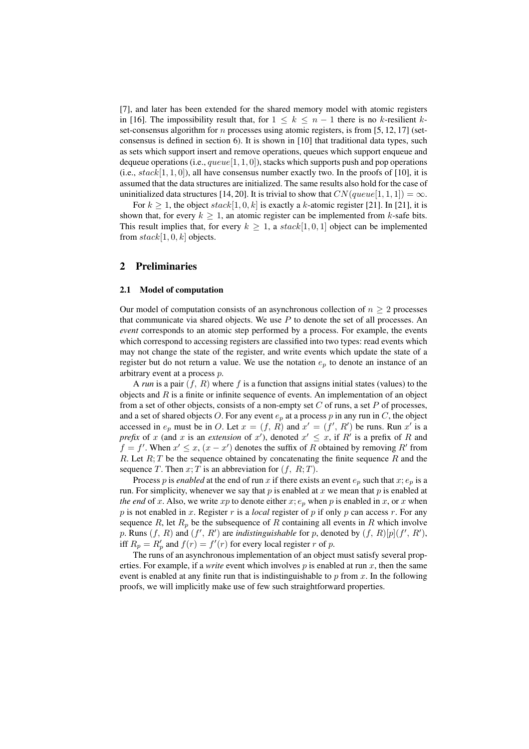[7], and later has been extended for the shared memory model with atomic registers in [16]. The impossibility result that, for $1 \leq k \leq n-1$ there is no $k$-resilient $k$-set-consensus algorithm for $n$ processes using atomic registers, is from [5, 12, 17] (set-consensus is defined in section 6). It is shown in [10] that traditional data types, such as sets which support insert and remove operations, queues which support enqueue and dequeue operations (i.e., $queue[1, 1, 0]$), stacks which supports push and pop operations (i.e., $stack[1, 1, 0]$), all have consensus number exactly two. In the proofs of [10], it is assumed that the data structures are initialized. The same results also hold for the case of uninitialized data structures [14, 20]. It is trivial to show that $CN(queue[1, 1, 1]) = \infty$.

For $k \geq 1$, the object $stack[1, 0, k]$ is exactly a $k$-atomic register [21]. In [21], it is shown that, for every $k \geq 1$, an atomic register can be implemented from $k$-safe bits. This result implies that, for every $k \geq 1$, a $stack[1, 0, 1]$ object can be implemented from $stack[1, 0, k]$ objects.

## 2 Preliminaries

### 2.1 Model of computation

Our model of computation consists of an asynchronous collection of $n \geq 2$ processes that communicate via shared objects. We use $P$ to denote the set of all processes. An *event* corresponds to an atomic step performed by a process. For example, the events which correspond to accessing registers are classified into two types: read events which may not change the state of the register, and write events which update the state of a register but do not return a value. We use the notation $e_p$ to denote an instance of an arbitrary event at a process $p$.

A *run* is a pair $(f, R)$ where $f$ is a function that assigns initial states (values) to the objects and $R$ is a finite or infinite sequence of events. An implementation of an object from a set of other objects, consists of a non-empty set $C$ of runs, a set $P$ of processes, and a set of shared objects $O$. For any event $e_p$ at a process $p$ in any run in $C$, the object accessed in $e_p$ must be in $O$. Let $x = (f, R)$ and $x' = (f', R')$ be runs. Run $x'$ is a *prefix* of $x$ (and $x$ is an *extension* of $x'$), denoted $x' \leq x$, if $R'$ is a prefix of $R$ and $f = f'$. When $x' \leq x$, $(x - x')$ denotes the suffix of $R$ obtained by removing $R'$ from $R$. Let $R; T$ be the sequence obtained by concatenating the finite sequence $R$ and the sequence $T$. Then $x; T$ is an abbreviation for $(f, R; T)$.

Process $p$ is *enabled* at the end of run $x$ if there exists an event $e_p$ such that $x; e_p$ is a run. For simplicity, whenever we say that $p$ is enabled at $x$ we mean that $p$ is enabled at *the end* of $x$. Also, we write $xp$ to denote either $x; e_p$ when $p$ is enabled in $x$, or $x$ when $p$ is not enabled in $x$. Register $r$ is a *local* register of $p$ if only $p$ can access $r$. For any sequence $R$, let $R_p$ be the subsequence of $R$ containing all events in $R$ which involve $p$. Runs $(f, R)$ and $(f', R')$ are *indistinguishable* for $p$, denoted by $(f, R)[p](f', R')$, iff $R_p = R'_p$ and $f(r) = f'(r)$ for every local register $r$ of $p$.

The runs of an asynchronous implementation of an object must satisfy several properties. For example, if a *write* event which involves $p$ is enabled at run $x$, then the same event is enabled at any finite run that is indistinguishable to $p$ from $x$. In the following proofs, we will implicitly make use of few such straightforward properties.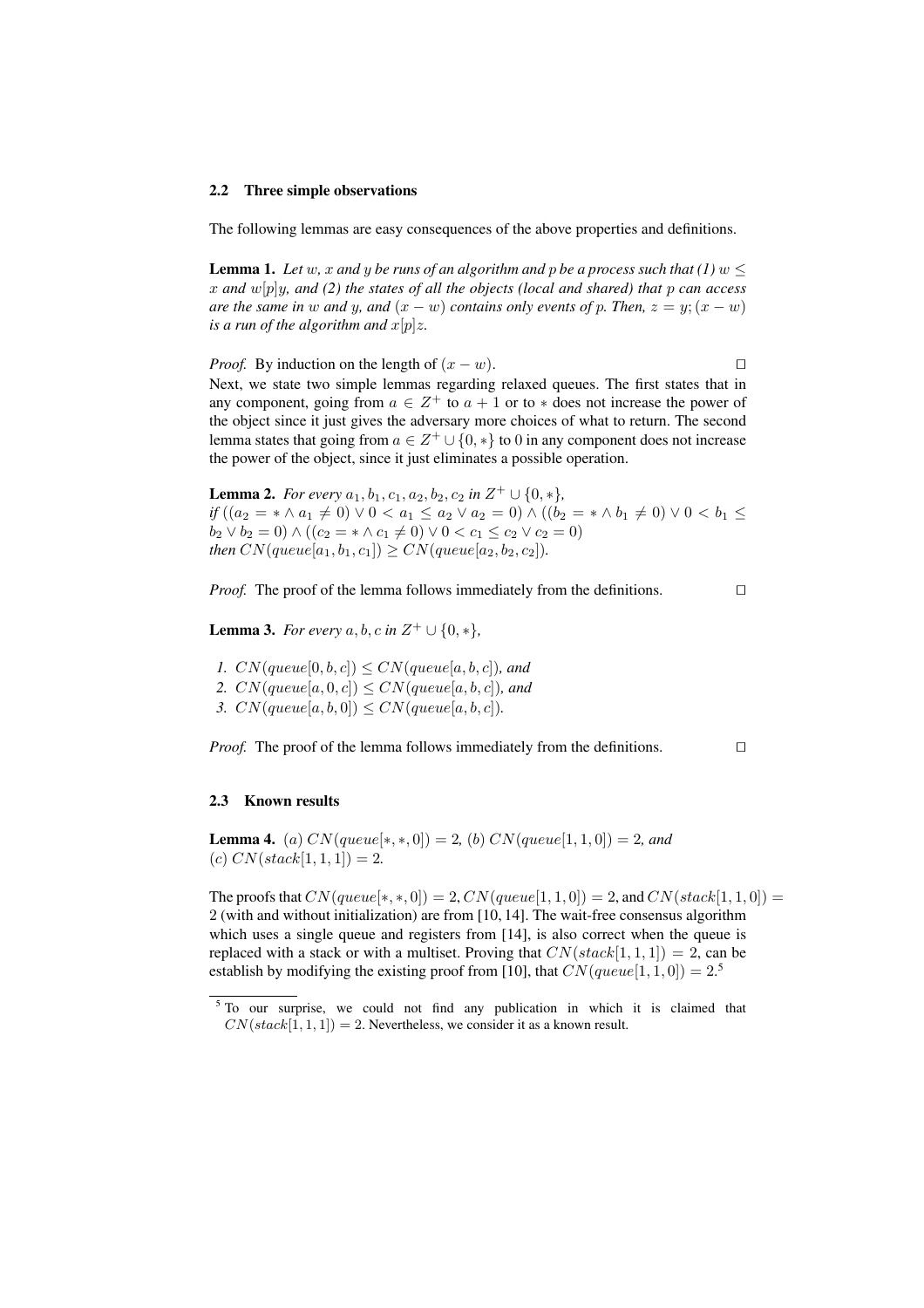### 2.2 Three simple observations

The following lemmas are easy consequences of the above properties and definitions.

**Lemma 1.** *Let $w$, $x$ and $y$ be runs of an algorithm and $p$ be a process such that (1) $w \leq x$ and $w[p]y$, and (2) the states of all the objects (local and shared) that $p$ can access are the same in $w$ and $y$, and $(x - w)$ contains only events of $p$. Then, $z = y; (x - w)$ is a run of the algorithm and $x[p]z$.*

*Proof.* By induction on the length of $(x - w)$. □

Next, we state two simple lemmas regarding relaxed queues. The first states that in any component, going from $a \in Z^+$ to $a + 1$ or to $*$ does not increase the power of the object since it just gives the adversary more choices of what to return. The second lemma states that going from $a \in Z^+ \cup \{0, *\}$ to 0 in any component does not increase the power of the object, since it just eliminates a possible operation.

**Lemma 2.** *For every $a_1, b_1, c_1, a_2, b_2, c_2$ in $Z^+ \cup \{0, *\}$,*
*if $((a_2 = * \wedge a_1 \neq 0) \vee 0 < a_1 \leq a_2 \vee a_2 = 0) \wedge ((b_2 = * \wedge b_1 \neq 0) \vee 0 < b_1 \leq b_2 \vee b_2 = 0) \wedge ((c_2 = * \wedge c_1 \neq 0) \vee 0 < c_1 \leq c_2 \vee c_2 = 0)$*
*then $CN(queue[a_1, b_1, c_1]) \geq CN(queue[a_2, b_2, c_2])$.*

*Proof.* The proof of the lemma follows immediately from the definitions. □

**Lemma 3.** *For every $a, b, c$ in $Z^+ \cup \{0, *\}$,*

1. *$CN(queue[0, b, c]) \leq CN(queue[a, b, c])$, and*
2. *$CN(queue[a, 0, c]) \leq CN(queue[a, b, c])$, and*
3. *$CN(queue[a, b, 0]) \leq CN(queue[a, b, c])$.*

*Proof.* The proof of the lemma follows immediately from the definitions. □

### 2.3 Known results

**Lemma 4.** *(a) $CN(queue[*, *, 0]) = 2$, (b) $CN(queue[1, 1, 0]) = 2$, and (c) $CN(stack[1, 1, 1]) = 2$.*

The proofs that $CN(queue[*, *, 0]) = 2$, $CN(queue[1, 1, 0]) = 2$, and $CN(stack[1, 1, 0]) = 2$ (with and without initialization) are from [10, 14]. The wait-free consensus algorithm which uses a single queue and registers from [14], is also correct when the queue is replaced with a stack or with a multiset. Proving that $CN(stack[1, 1, 1]) = 2$, can be establish by modifying the existing proof from [10], that $CN(queue[1, 1, 0]) = 2$.[5]

[5] To our surprise, we could not find any publication in which it is claimed that $CN(stack[1, 1, 1]) = 2$. Nevertheless, we consider it as a known result.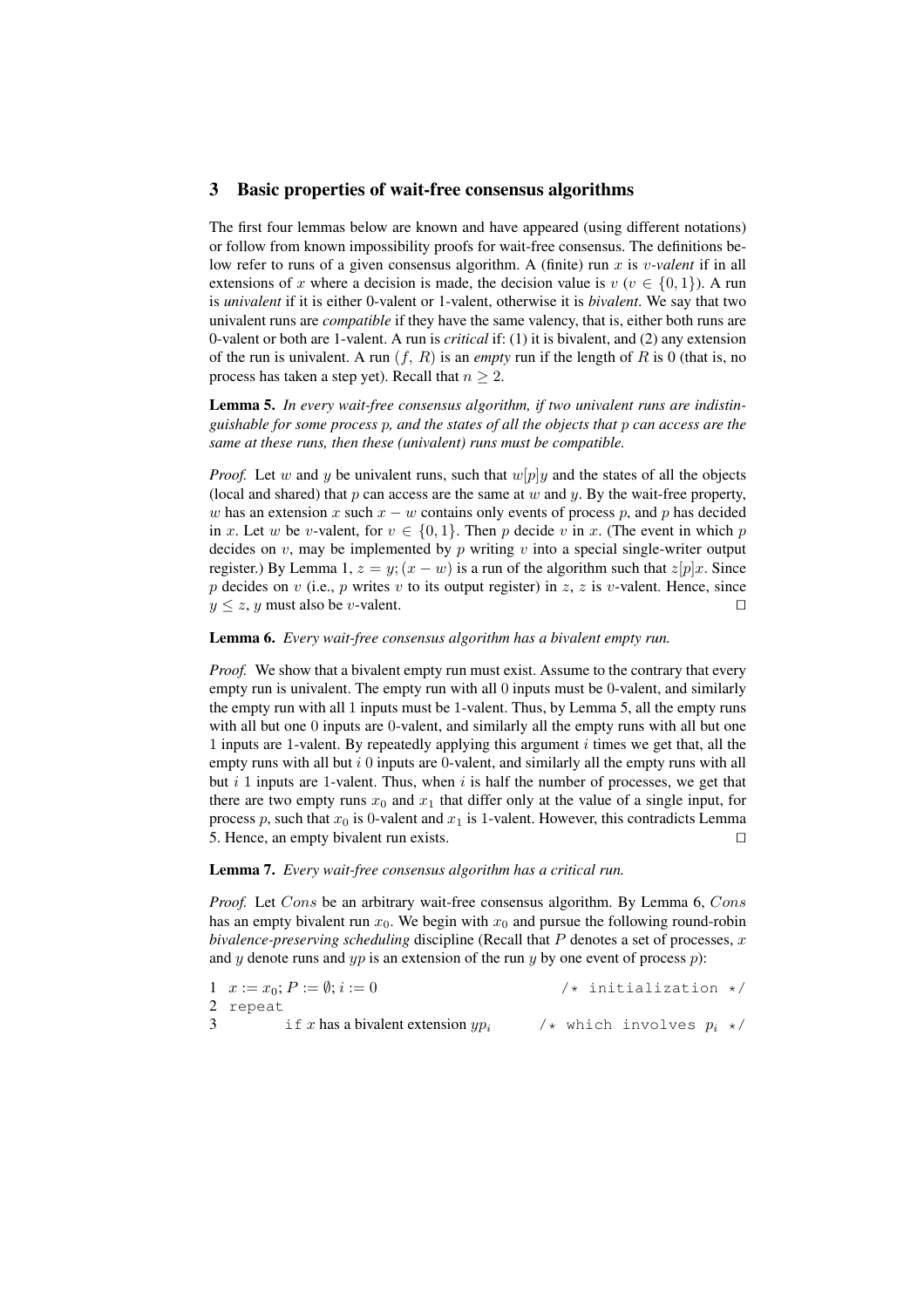## 3 Basic properties of wait-free consensus algorithms

The first four lemmas below are known and have appeared (using different notations) or follow from known impossibility proofs for wait-free consensus. The definitions below refer to runs of a given consensus algorithm. A (finite) run $x$ is $v$*-valent* if in all extensions of $x$ where a decision is made, the decision value is $v$ ($v \in \{0, 1\}$). A run is *univalent* if it is either 0-valent or 1-valent, otherwise it is *bivalent*. We say that two univalent runs are *compatible* if they have the same valency, that is, either both runs are 0-valent or both are 1-valent. A run is *critical* if: (1) it is bivalent, and (2) any extension of the run is univalent. A run $(f,\ R)$ is an *empty* run if the length of $R$ is 0 (that is, no process has taken a step yet). Recall that $n \geq 2$.

**Lemma 5.** *In every wait-free consensus algorithm, if two univalent runs are indistinguishable for some process* $p$*, and the states of all the objects that* $p$ *can access are the same at these runs, then these (univalent) runs must be compatible.*

*Proof.* Let $w$ and $y$ be univalent runs, such that $w[p]y$ and the states of all the objects (local and shared) that $p$ can access are the same at $w$ and $y$. By the wait-free property, $w$ has an extension $x$ such $x - w$ contains only events of process $p$, and $p$ has decided in $x$. Let $w$ be $v$-valent, for $v \in \{0, 1\}$. Then $p$ decide $v$ in $x$. (The event in which $p$ decides on $v$, may be implemented by $p$ writing $v$ into a special single-writer output register.) By Lemma 1, $z = y; (x - w)$ is a run of the algorithm such that $z[p]x$. Since $p$ decides on $v$ (i.e., $p$ writes $v$ to its output register) in $z$, $z$ is $v$-valent. Hence, since $y \leq z$, $y$ must also be $v$-valent. □

**Lemma 6.** *Every wait-free consensus algorithm has a bivalent empty run.*

*Proof.* We show that a bivalent empty run must exist. Assume to the contrary that every empty run is univalent. The empty run with all 0 inputs must be 0-valent, and similarly the empty run with all 1 inputs must be 1-valent. Thus, by Lemma 5, all the empty runs with all but one 0 inputs are 0-valent, and similarly all the empty runs with all but one 1 inputs are 1-valent. By repeatedly applying this argument $i$ times we get that, all the empty runs with all but $i$ 0 inputs are 0-valent, and similarly all the empty runs with all but $i$ 1 inputs are 1-valent. Thus, when $i$ is half the number of processes, we get that there are two empty runs $x_0$ and $x_1$ that differ only at the value of a single input, for process $p$, such that $x_0$ is 0-valent and $x_1$ is 1-valent. However, this contradicts Lemma 5. Hence, an empty bivalent run exists. □

**Lemma 7.** *Every wait-free consensus algorithm has a critical run.*

*Proof.* Let $Cons$ be an arbitrary wait-free consensus algorithm. By Lemma 6, $Cons$ has an empty bivalent run $x_0$. We begin with $x_0$ and pursue the following round-robin *bivalence-preserving scheduling* discipline (Recall that $P$ denotes a set of processes, $x$ and $y$ denote runs and $yp$ is an extension of the run $y$ by one event of process $p$):

1 $x := x_0; P := \emptyset; i := 0$ /* initialization */
2 repeat
3 if $x$ has a bivalent extension $yp_i$ /* which involves $p_i$ */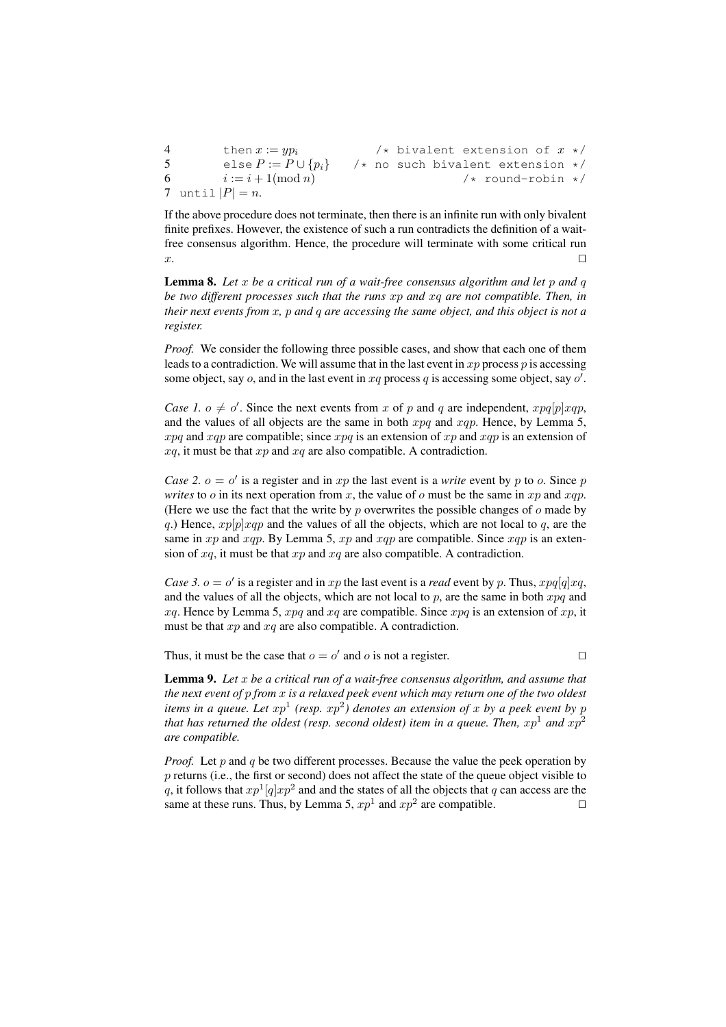```
4         then x := yp_i              /* bivalent extension of x */
5         else P := P ∪ {p_i}    /* no such bivalent extension */
6         i := i + 1(mod n)                        /* round-robin */
7  until |P| = n.
```

If the above procedure does not terminate, then there is an infinite run with only bivalent finite prefixes. However, the existence of such a run contradicts the definition of a wait-free consensus algorithm. Hence, the procedure will terminate with some critical run $x$. □

**Lemma 8.** *Let $x$ be a critical run of a wait-free consensus algorithm and let $p$ and $q$ be two different processes such that the runs $xp$ and $xq$ are not compatible. Then, in their next events from $x$, $p$ and $q$ are accessing the same object, and this object is not a register.*

*Proof.* We consider the following three possible cases, and show that each one of them leads to a contradiction. We will assume that in the last event in $xp$ process $p$ is accessing some object, say $o$, and in the last event in $xq$ process $q$ is accessing some object, say $o'$.

*Case 1.* $o \neq o'$. Since the next events from $x$ of $p$ and $q$ are independent, $xpq[p]xqp$, and the values of all objects are the same in both $xpq$ and $xqp$. Hence, by Lemma 5, $xpq$ and $xqp$ are compatible; since $xpq$ is an extension of $xp$ and $xqp$ is an extension of $xq$, it must be that $xp$ and $xq$ are also compatible. A contradiction.

*Case 2.* $o = o'$ is a register and in $xp$ the last event is a *write* event by $p$ to $o$. Since $p$ *writes* to $o$ in its next operation from $x$, the value of $o$ must be the same in $xp$ and $xqp$. (Here we use the fact that the write by $p$ overwrites the possible changes of $o$ made by $q$.) Hence, $xp[p]xqp$ and the values of all the objects, which are not local to $q$, are the same in $xp$ and $xqp$. By Lemma 5, $xp$ and $xqp$ are compatible. Since $xqp$ is an extension of $xq$, it must be that $xp$ and $xq$ are also compatible. A contradiction.

*Case 3.* $o = o'$ is a register and in $xp$ the last event is a *read* event by $p$. Thus, $xpq[q]xq$, and the values of all the objects, which are not local to $p$, are the same in both $xpq$ and $xq$. Hence by Lemma 5, $xpq$ and $xq$ are compatible. Since $xpq$ is an extension of $xp$, it must be that $xp$ and $xq$ are also compatible. A contradiction.

Thus, it must be the case that $o = o'$ and $o$ is not a register. □

**Lemma 9.** *Let $x$ be a critical run of a wait-free consensus algorithm, and assume that the next event of $p$ from $x$ is a relaxed peek event which may return one of the two oldest items in a queue. Let $xp^1$ (resp. $xp^2$) denotes an extension of $x$ by a peek event by $p$ that has returned the oldest (resp. second oldest) item in a queue. Then, $xp^1$ and $xp^2$ are compatible.*

*Proof.* Let $p$ and $q$ be two different processes. Because the value the peek operation by $p$ returns (i.e., the first or second) does not affect the state of the queue object visible to $q$, it follows that $xp^1[q]xp^2$ and and the states of all the objects that $q$ can access are the same at these runs. Thus, by Lemma 5, $xp^1$ and $xp^2$ are compatible. □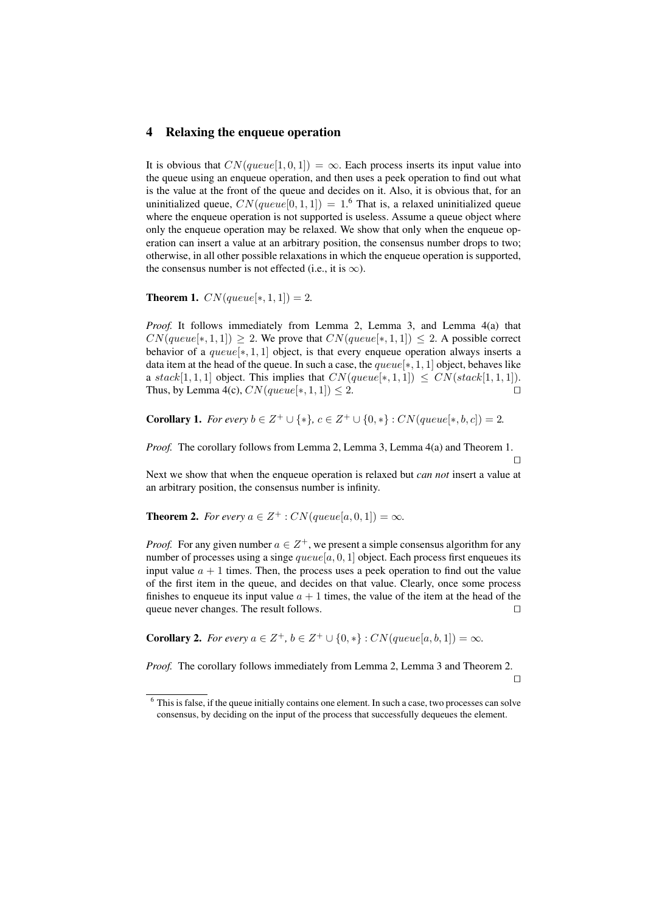## 4 Relaxing the enqueue operation

It is obvious that $CN(queue[1, 0, 1]) = \infty$. Each process inserts its input value into the queue using an enqueue operation, and then uses a peek operation to find out what is the value at the front of the queue and decides on it. Also, it is obvious that, for an uninitialized queue, $CN(queue[0, 1, 1]) = 1$.[6] That is, a relaxed uninitialized queue where the enqueue operation is not supported is useless. Assume a queue object where only the enqueue operation may be relaxed. We show that only when the enqueue operation can insert a value at an arbitrary position, the consensus number drops to two; otherwise, in all other possible relaxations in which the enqueue operation is supported, the consensus number is not effected (i.e., it is $\infty$).

**Theorem 1.** $CN(queue[*, 1, 1]) = 2$.

*Proof.* It follows immediately from Lemma 2, Lemma 3, and Lemma 4(a) that $CN(queue[*, 1, 1]) \geq 2$. We prove that $CN(queue[*, 1, 1]) \leq 2$. A possible correct behavior of a $queue[*, 1, 1]$ object, is that every enqueue operation always inserts a data item at the head of the queue. In such a case, the $queue[*, 1, 1]$ object, behaves like a $stack[1, 1, 1]$ object. This implies that $CN(queue[*, 1, 1]) \leq CN(stack[1, 1, 1])$. Thus, by Lemma 4(c), $CN(queue[*, 1, 1]) \leq 2$. □

**Corollary 1.** *For every $b \in Z^+ \cup \{*\}$, $c \in Z^+ \cup \{0, *\}$ : $CN(queue[*, b, c]) = 2$.*

*Proof.* The corollary follows from Lemma 2, Lemma 3, Lemma 4(a) and Theorem 1. □

Next we show that when the enqueue operation is relaxed but *can not* insert a value at an arbitrary position, the consensus number is infinity.

**Theorem 2.** *For every $a \in Z^+ : CN(queue[a, 0, 1]) = \infty$.*

*Proof.* For any given number $a \in Z^+$, we present a simple consensus algorithm for any number of processes using a singe $queue[a, 0, 1]$ object. Each process first enqueues its input value $a + 1$ times. Then, the process uses a peek operation to find out the value of the first item in the queue, and decides on that value. Clearly, once some process finishes to enqueue its input value $a + 1$ times, the value of the item at the head of the queue never changes. The result follows. □

**Corollary 2.** *For every $a \in Z^+$, $b \in Z^+ \cup \{0, *\} : CN(queue[a, b, 1]) = \infty$.*

*Proof.* The corollary follows immediately from Lemma 2, Lemma 3 and Theorem 2. □

[6] This is false, if the queue initially contains one element. In such a case, two processes can solve consensus, by deciding on the input of the process that successfully dequeues the element.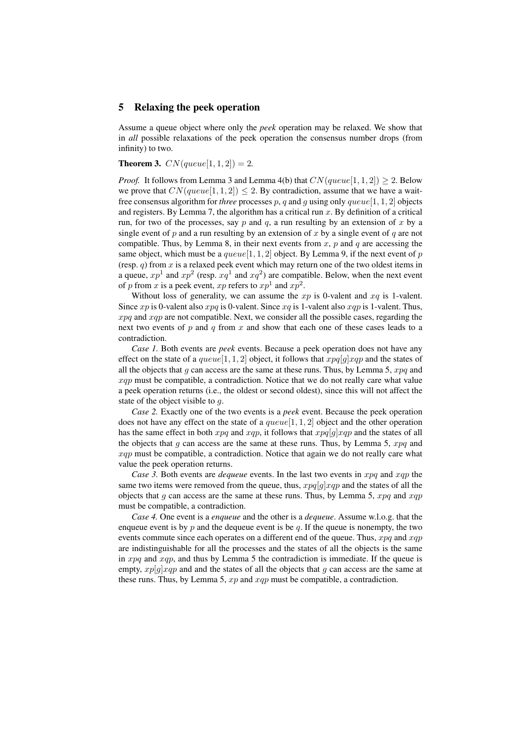## 5 Relaxing the peek operation

Assume a queue object where only the *peek* operation may be relaxed. We show that in *all* possible relaxations of the peek operation the consensus number drops (from infinity) to two.

**Theorem 3.** $CN(queue[1, 1, 2]) = 2$.

*Proof.* It follows from Lemma 3 and Lemma 4(b) that $CN(queue[1, 1, 2]) \geq 2$. Below we prove that $CN(queue[1, 1, 2]) \leq 2$. By contradiction, assume that we have a wait-free consensus algorithm for ***three*** processes $p$, $q$ and $g$ using only $queue[1, 1, 2]$ objects and registers. By Lemma 7, the algorithm has a critical run $x$. By definition of a critical run, for two of the processes, say $p$ and $q$, a run resulting by an extension of $x$ by a single event of $p$ and a run resulting by an extension of $x$ by a single event of $q$ are not compatible. Thus, by Lemma 8, in their next events from $x$, $p$ and $q$ are accessing the same object, which must be a $queue[1, 1, 2]$ object. By Lemma 9, if the next event of $p$ (resp. $q$) from $x$ is a relaxed peek event which may return one of the two oldest items in a queue, $xp^1$ and $xp^2$ (resp. $xq^1$ and $xq^2$) are compatible. Below, when the next event of $p$ from $x$ is a peek event, $xp$ refers to $xp^1$ and $xp^2$.

Without loss of generality, we can assume the $xp$ is 0-valent and $xq$ is 1-valent. Since $xp$ is 0-valent also $xpq$ is 0-valent. Since $xq$ is 1-valent also $xqp$ is 1-valent. Thus, $xpq$ and $xqp$ are not compatible. Next, we consider all the possible cases, regarding the next two events of $p$ and $q$ from $x$ and show that each one of these cases leads to a contradiction.

*Case 1.* Both events are *peek* events. Because a peek operation does not have any effect on the state of a $queue[1, 1, 2]$ object, it follows that $xpq[g]xqp$ and the states of all the objects that $g$ can access are the same at these runs. Thus, by Lemma 5, $xpq$ and $xqp$ must be compatible, a contradiction. Notice that we do not really care what value a peek operation returns (i.e., the oldest or second oldest), since this will not affect the state of the object visible to $g$.

*Case 2.* Exactly one of the two events is a *peek* event. Because the peek operation does not have any effect on the state of a $queue[1, 1, 2]$ object and the other operation has the same effect in both $xpq$ and $xqp$, it follows that $xpq[g]xqp$ and the states of all the objects that $g$ can access are the same at these runs. Thus, by Lemma 5, $xpq$ and $xqp$ must be compatible, a contradiction. Notice that again we do not really care what value the peek operation returns.

*Case 3.* Both events are *dequeue* events. In the last two events in $xpq$ and $xqp$ the same two items were removed from the queue, thus, $xpq[g]xqp$ and the states of all the objects that $g$ can access are the same at these runs. Thus, by Lemma 5, $xpq$ and $xqp$ must be compatible, a contradiction.

*Case 4.* One event is a *enqueue* and the other is a *dequeue*. Assume w.l.o.g. that the enqueue event is by $p$ and the dequeue event is be $q$. If the queue is nonempty, the two events commute since each operates on a different end of the queue. Thus, $xpq$ and $xqp$ are indistinguishable for all the processes and the states of all the objects is the same in $xpq$ and $xqp$, and thus by Lemma 5 the contradiction is immediate. If the queue is empty, $xp[g]xqp$ and and the states of all the objects that $g$ can access are the same at these runs. Thus, by Lemma 5, $xp$ and $xqp$ must be compatible, a contradiction.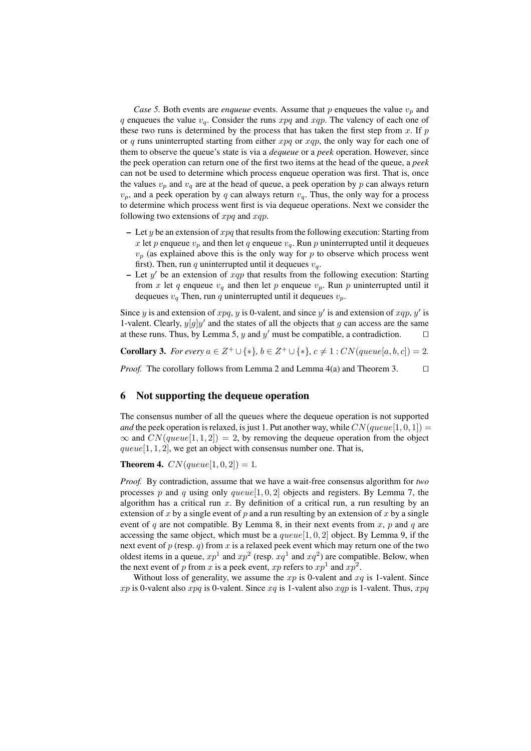*Case 5.* Both events are *enqueue* events. Assume that $p$ enqueues the value $v_p$ and $q$ enqueues the value $v_q$. Consider the runs $xpq$ and $xqp$. The valency of each one of these two runs is determined by the process that has taken the first step from $x$. If $p$ or $q$ runs uninterrupted starting from either $xpq$ or $xqp$, the only way for each one of them to observe the queue's state is via a *dequeue* or a *peek* operation. However, since the peek operation can return one of the first two items at the head of the queue, a *peek* can not be used to determine which process enqueue operation was first. That is, once the values $v_p$ and $v_q$ are at the head of queue, a peek operation by $p$ can always return $v_p$, and a peek operation by $q$ can always return $v_q$. Thus, the only way for a process to determine which process went first is via dequeue operations. Next we consider the following two extensions of $xpq$ and $xqp$.

- Let $y$ be an extension of $xpq$ that results from the following execution: Starting from $x$ let $p$ enqueue $v_p$ and then let $q$ enqueue $v_q$. Run $p$ uninterrupted until it dequeues $v_p$ (as explained above this is the only way for $p$ to observe which process went first). Then, run $q$ uninterrupted until it dequeues $v_q$.
- Let $y'$ be an extension of $xqp$ that results from the following execution: Starting from $x$ let $q$ enqueue $v_q$ and then let $p$ enqueue $v_p$. Run $p$ uninterrupted until it dequeues $v_q$ Then, run $q$ uninterrupted until it dequeues $v_p$.

Since $y$ is and extension of $xpq$, $y$ is 0-valent, and since $y'$ is and extension of $xqp$, $y'$ is 1-valent. Clearly, $y[g]y'$ and the states of all the objects that $g$ can access are the same at these runs. Thus, by Lemma 5, $y$ and $y'$ must be compatible, a contradiction. □

**Corollary 3.** *For every $a \in Z^+ \cup \{*\}$, $b \in Z^+ \cup \{*\}$, $c \neq 1 : CN(queue[a, b, c]) = 2$.*

*Proof.* The corollary follows from Lemma 2 and Lemma 4(a) and Theorem 3. □

## 6 Not supporting the dequeue operation

The consensus number of all the queues where the dequeue operation is not supported *and* the peek operation is relaxed, is just 1. Put another way, while $CN(queue[1, 0, 1]) = \infty$ and $CN(queue[1, 1, 2]) = 2$, by removing the dequeue operation from the object $queue[1, 1, 2]$, we get an object with consensus number one. That is,

**Theorem 4.** $CN(queue[1, 0, 2]) = 1$.

*Proof.* By contradiction, assume that we have a wait-free consensus algorithm for *two* processes $p$ and $q$ using only $queue[1, 0, 2]$ objects and registers. By Lemma 7, the algorithm has a critical run $x$. By definition of a critical run, a run resulting by an extension of $x$ by a single event of $p$ and a run resulting by an extension of $x$ by a single event of $q$ are not compatible. By Lemma 8, in their next events from $x$, $p$ and $q$ are accessing the same object, which must be a $queue[1, 0, 2]$ object. By Lemma 9, if the next event of $p$ (resp. $q$) from $x$ is a relaxed peek event which may return one of the two oldest items in a queue, $xp^1$ and $xp^2$ (resp. $xq^1$ and $xq^2$) are compatible. Below, when the next event of $p$ from $x$ is a peek event, $xp$ refers to $xp^1$ and $xp^2$.

Without loss of generality, we assume the $xp$ is 0-valent and $xq$ is 1-valent. Since $xp$ is 0-valent also $xpq$ is 0-valent. Since $xq$ is 1-valent also $xqp$ is 1-valent. Thus, $xpq$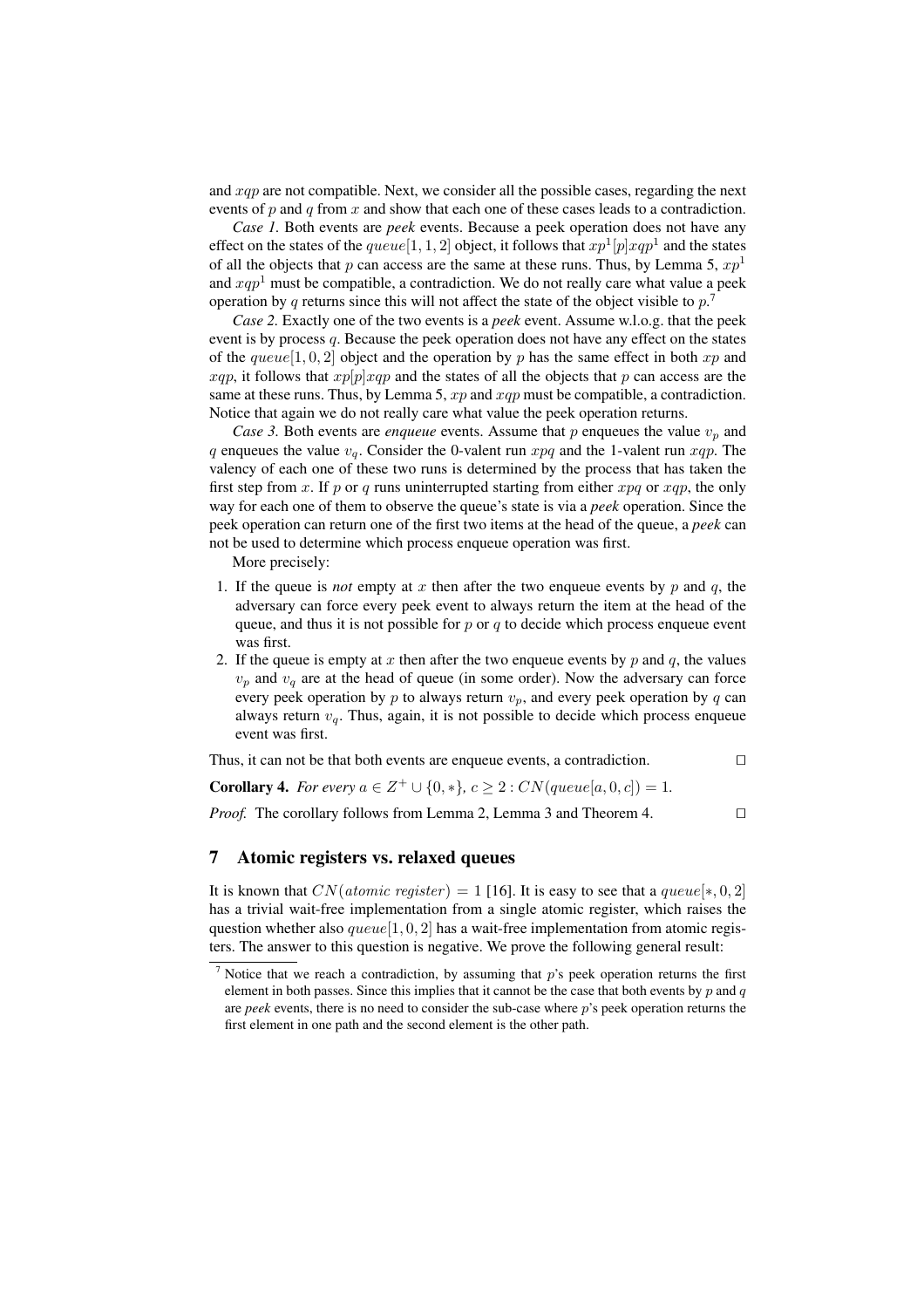and $xqp$ are not compatible. Next, we consider all the possible cases, regarding the next events of $p$ and $q$ from $x$ and show that each one of these cases leads to a contradiction.

*Case 1.* Both events are *peek* events. Because a peek operation does not have any effect on the states of the $queue[1, 1, 2]$ object, it follows that $xp^1[p]xqp^1$ and the states of all the objects that $p$ can access are the same at these runs. Thus, by Lemma 5, $xp^1$ and $xqp^1$ must be compatible, a contradiction. We do not really care what value a peek operation by $q$ returns since this will not affect the state of the object visible to $p$.[7]

*Case 2.* Exactly one of the two events is a *peek* event. Assume w.l.o.g. that the peek event is by process $q$. Because the peek operation does not have any effect on the states of the $queue[1, 0, 2]$ object and the operation by $p$ has the same effect in both $xp$ and $xqp$, it follows that $xp[p]xqp$ and the states of all the objects that $p$ can access are the same at these runs. Thus, by Lemma 5, $xp$ and $xqp$ must be compatible, a contradiction. Notice that again we do not really care what value the peek operation returns.

*Case 3.* Both events are *enqueue* events. Assume that $p$ enqueues the value $v_p$ and $q$ enqueues the value $v_q$. Consider the 0-valent run $xpq$ and the 1-valent run $xqp$. The valency of each one of these two runs is determined by the process that has taken the first step from $x$. If $p$ or $q$ runs uninterrupted starting from either $xpq$ or $xqp$, the only way for each one of them to observe the queue's state is via a *peek* operation. Since the peek operation can return one of the first two items at the head of the queue, a *peek* can not be used to determine which process enqueue operation was first.

More precisely:

1. If the queue is *not* empty at $x$ then after the two enqueue events by $p$ and $q$, the adversary can force every peek event to always return the item at the head of the queue, and thus it is not possible for $p$ or $q$ to decide which process enqueue event was first.
2. If the queue is empty at $x$ then after the two enqueue events by $p$ and $q$, the values $v_p$ and $v_q$ are at the head of queue (in some order). Now the adversary can force every peek operation by $p$ to always return $v_p$, and every peek operation by $q$ can always return $v_q$. Thus, again, it is not possible to decide which process enqueue event was first.

Thus, it can not be that both events are enqueue events, a contradiction. □

**Corollary 4.** *For every* $a \in Z^+ \cup \{0, *\}$, $c \geq 2 : CN(queue[a, 0, c]) = 1$.

*Proof.* The corollary follows from Lemma 2, Lemma 3 and Theorem 4. □

## 7 Atomic registers vs. relaxed queues

It is known that $CN(atomic\ register) = 1$ [16]. It is easy to see that a $queue[*, 0, 2]$ has a trivial wait-free implementation from a single atomic register, which raises the question whether also $queue[1, 0, 2]$ has a wait-free implementation from atomic registers. The answer to this question is negative. We prove the following general result:

[7] Notice that we reach a contradiction, by assuming that $p$'s peek operation returns the first element in both passes. Since this implies that it cannot be the case that both events by $p$ and $q$ are *peek* events, there is no need to consider the sub-case where $p$'s peek operation returns the first element in one path and the second element is the other path.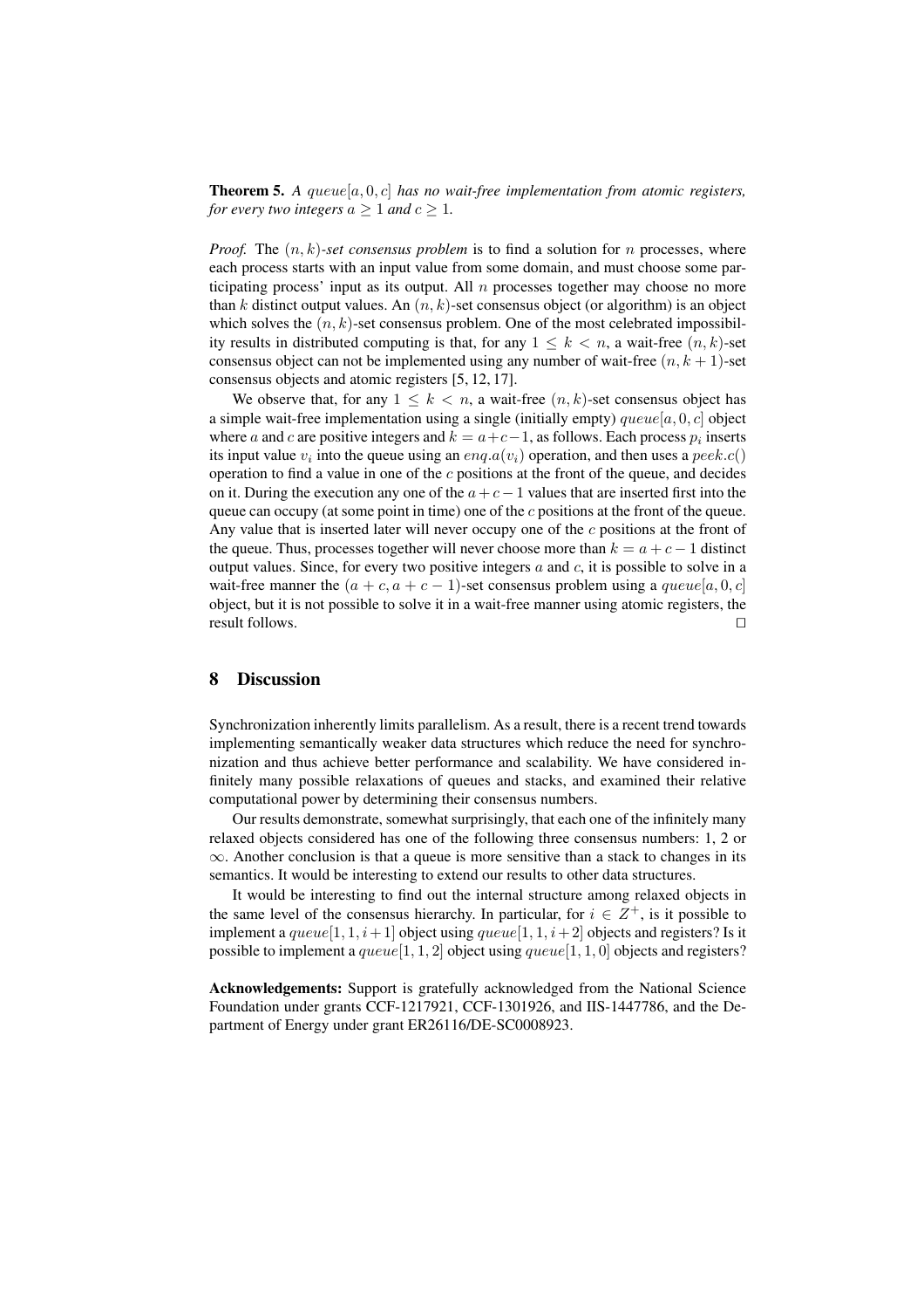**Theorem 5.** *A $queue[a, 0, c]$ has no wait-free implementation from atomic registers, for every two integers $a \geq 1$ and $c \geq 1$.*

*Proof.* The $(n, k)$*-set consensus problem* is to find a solution for $n$ processes, where each process starts with an input value from some domain, and must choose some participating process' input as its output. All $n$ processes together may choose no more than $k$ distinct output values. An $(n, k)$-set consensus object (or algorithm) is an object which solves the $(n, k)$-set consensus problem. One of the most celebrated impossibility results in distributed computing is that, for any $1 \leq k < n$, a wait-free $(n, k)$-set consensus object can not be implemented using any number of wait-free $(n, k+1)$-set consensus objects and atomic registers [5, 12, 17].

We observe that, for any $1 \leq k < n$, a wait-free $(n, k)$-set consensus object has a simple wait-free implementation using a single (initially empty) $queue[a, 0, c]$ object where $a$ and $c$ are positive integers and $k = a+c-1$, as follows. Each process $p_i$ inserts its input value $v_i$ into the queue using an $enq.a(v_i)$ operation, and then uses a $peek.c()$ operation to find a value in one of the $c$ positions at the front of the queue, and decides on it. During the execution any one of the $a+c-1$ values that are inserted first into the queue can occupy (at some point in time) one of the $c$ positions at the front of the queue. Any value that is inserted later will never occupy one of the $c$ positions at the front of the queue. Thus, processes together will never choose more than $k = a+c-1$ distinct output values. Since, for every two positive integers $a$ and $c$, it is possible to solve in a wait-free manner the $(a+c, a+c-1)$-set consensus problem using a $queue[a, 0, c]$ object, but it is not possible to solve it in a wait-free manner using atomic registers, the result follows. □

## 8 Discussion

Synchronization inherently limits parallelism. As a result, there is a recent trend towards implementing semantically weaker data structures which reduce the need for synchronization and thus achieve better performance and scalability. We have considered infinitely many possible relaxations of queues and stacks, and examined their relative computational power by determining their consensus numbers.

Our results demonstrate, somewhat surprisingly, that each one of the infinitely many relaxed objects considered has one of the following three consensus numbers: 1, 2 or $\infty$. Another conclusion is that a queue is more sensitive than a stack to changes in its semantics. It would be interesting to extend our results to other data structures.

It would be interesting to find out the internal structure among relaxed objects in the same level of the consensus hierarchy. In particular, for $i \in Z^+$, is it possible to implement a $queue[1, 1, i+1]$ object using $queue[1, 1, i+2]$ objects and registers? Is it possible to implement a $queue[1, 1, 2]$ object using $queue[1, 1, 0]$ objects and registers?

**Acknowledgements:** Support is gratefully acknowledged from the National Science Foundation under grants CCF-1217921, CCF-1301926, and IIS-1447786, and the Department of Energy under grant ER26116/DE-SC0008923.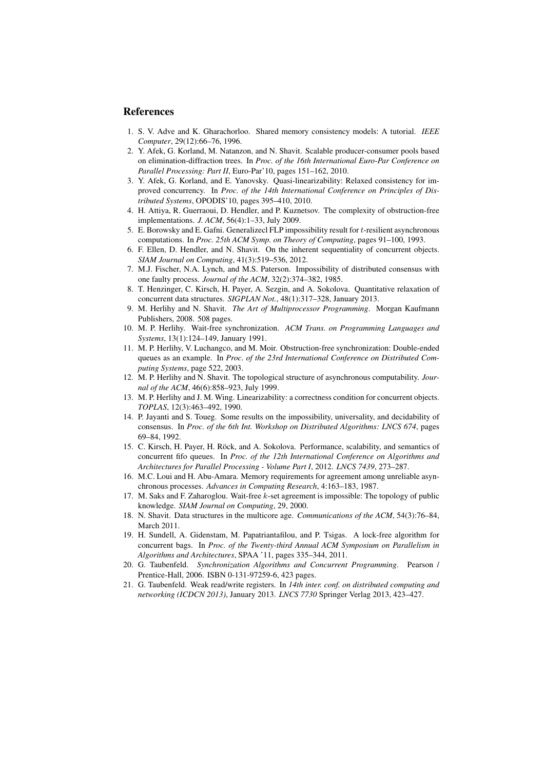## References

1. S. V. Adve and K. Gharachorloo. Shared memory consistency models: A tutorial. *IEEE Computer*, 29(12):66–76, 1996.
2. Y. Afek, G. Korland, M. Natanzon, and N. Shavit. Scalable producer-consumer pools based on elimination-diffraction trees. In *Proc. of the 16th International Euro-Par Conference on Parallel Processing: Part II*, Euro-Par'10, pages 151–162, 2010.
3. Y. Afek, G. Korland, and E. Yanovsky. Quasi-linearizability: Relaxed consistency for improved concurrency. In *Proc. of the 14th International Conference on Principles of Distributed Systems*, OPODIS'10, pages 395–410, 2010.
4. H. Attiya, R. Guerraoui, D. Hendler, and P. Kuznetsov. The complexity of obstruction-free implementations. *J. ACM*, 56(4):1–33, July 2009.
5. E. Borowsky and E. Gafni. Generalizecl FLP impossibility result for $t$-resilient asynchronous computations. In *Proc. 25th ACM Symp. on Theory of Computing*, pages 91–100, 1993.
6. F. Ellen, D. Hendler, and N. Shavit. On the inherent sequentiality of concurrent objects. *SIAM Journal on Computing*, 41(3):519–536, 2012.
7. M.J. Fischer, N.A. Lynch, and M.S. Paterson. Impossibility of distributed consensus with one faulty process. *Journal of the ACM*, 32(2):374–382, 1985.
8. T. Henzinger, C. Kirsch, H. Payer, A. Sezgin, and A. Sokolova. Quantitative relaxation of concurrent data structures. *SIGPLAN Not.*, 48(1):317–328, January 2013.
9. M. Herlihy and N. Shavit. *The Art of Multiprocessor Programming*. Morgan Kaufmann Publishers, 2008. 508 pages.
10. M. P. Herlihy. Wait-free synchronization. *ACM Trans. on Programming Languages and Systems*, 13(1):124–149, January 1991.
11. M. P. Herlihy, V. Luchangco, and M. Moir. Obstruction-free synchronization: Double-ended queues as an example. In *Proc. of the 23rd International Conference on Distributed Computing Systems*, page 522, 2003.
12. M. P. Herlihy and N. Shavit. The topological structure of asynchronous computability. *Journal of the ACM*, 46(6):858–923, July 1999.
13. M. P. Herlihy and J. M. Wing. Linearizability: a correctness condition for concurrent objects. *TOPLAS*, 12(3):463–492, 1990.
14. P. Jayanti and S. Toueg. Some results on the impossibility, universality, and decidability of consensus. In *Proc. of the 6th Int. Workshop on Distributed Algorithms: LNCS 674*, pages 69–84, 1992.
15. C. Kirsch, H. Payer, H. Röck, and A. Sokolova. Performance, scalability, and semantics of concurrent fifo queues. In *Proc. of the 12th International Conference on Algorithms and Architectures for Parallel Processing - Volume Part I*, 2012. *LNCS 7439*, 273–287.
16. M.C. Loui and H. Abu-Amara. Memory requirements for agreement among unreliable asynchronous processes. *Advances in Computing Research*, 4:163–183, 1987.
17. M. Saks and F. Zaharoglou. Wait-free $k$-set agreement is impossible: The topology of public knowledge. *SIAM Journal on Computing*, 29, 2000.
18. N. Shavit. Data structures in the multicore age. *Communications of the ACM*, 54(3):76–84, March 2011.
19. H. Sundell, A. Gidenstam, M. Papatriantafilou, and P. Tsigas. A lock-free algorithm for concurrent bags. In *Proc. of the Twenty-third Annual ACM Symposium on Parallelism in Algorithms and Architectures*, SPAA '11, pages 335–344, 2011.
20. G. Taubenfeld. *Synchronization Algorithms and Concurrent Programming*. Pearson / Prentice-Hall, 2006. ISBN 0-131-97259-6, 423 pages.
21. G. Taubenfeld. Weak read/write registers. In *14th inter. conf. on distributed computing and networking (ICDCN 2013)*, January 2013. *LNCS 7730* Springer Verlag 2013, 423–427.